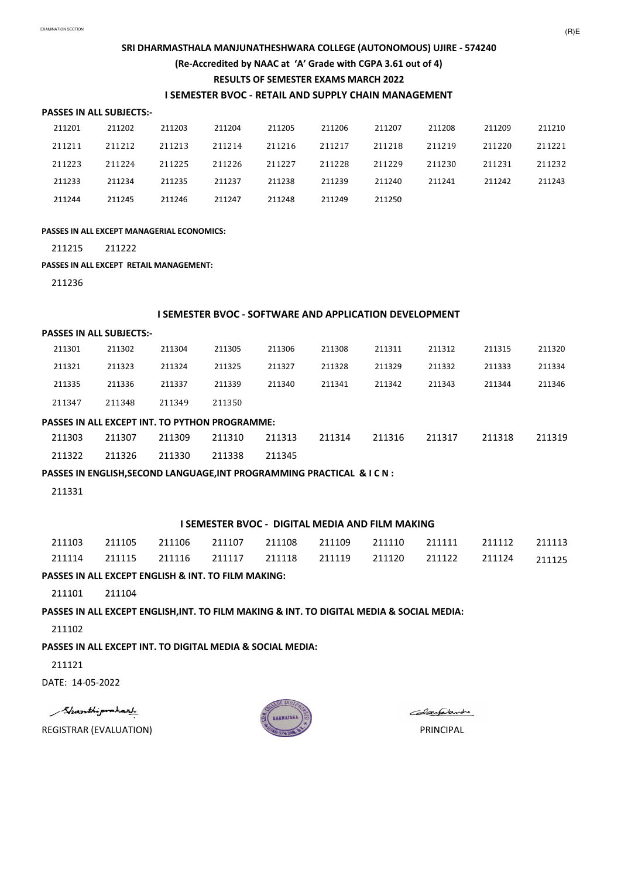## SRI DHARMASTHALA MANJUNATHESHWARA COLLEGE (AUTONOMOUS) UJIRE - 574240

**(Re-Accredited by NAAC at 'A' Grade with CGPA 3.61 out of 4)**

**RESULTS OF SEMESTER EXAMS MARCH 2022**

### I SEMESTER BVOC - RETAIL AND SUPPLY CHAIN MANAGEMENT

**PASSES IN ALL SUBJECTS:-**

| | | | | | | | | | |
|---|---|---|---|---|---|---|---|---|---|
| 211201 | 211202 | 211203 | 211204 | 211205 | 211206 | 211207 | 211208 | 211209 | 211210 |
| 211211 | 211212 | 211213 | 211214 | 211216 | 211217 | 211218 | 211219 | 211220 | 211221 |
| 211223 | 211224 | 211225 | 211226 | 211227 | 211228 | 211229 | 211230 | 211231 | 211232 |
| 211233 | 211234 | 211235 | 211237 | 211238 | 211239 | 211240 | 211241 | 211242 | 211243 |
| 211244 | 211245 | 211246 | 211247 | 211248 | 211249 | 211250 | | | |

**PASSES IN ALL EXCEPT MANAGERIAL ECONOMICS:**

211215 211222

**PASSES IN ALL EXCEPT RETAIL MANAGEMENT:**

211236

### I SEMESTER BVOC - SOFTWARE AND APPLICATION DEVELOPMENT

**PASSES IN ALL SUBJECTS:-**

| | | | | | | | | | |
|---|---|---|---|---|---|---|---|---|---|
| 211301 | 211302 | 211304 | 211305 | 211306 | 211308 | 211311 | 211312 | 211315 | 211320 |
| 211321 | 211323 | 211324 | 211325 | 211327 | 211328 | 211329 | 211332 | 211333 | 211334 |
| 211335 | 211336 | 211337 | 211339 | 211340 | 211341 | 211342 | 211343 | 211344 | 211346 |
| 211347 | 211348 | 211349 | 211350 | | | | | | |

**PASSES IN ALL EXCEPT INT. TO PYTHON PROGRAMME:**

| | | | | | | | | | |
|---|---|---|---|---|---|---|---|---|---|
| 211303 | 211307 | 211309 | 211310 | 211313 | 211314 | 211316 | 211317 | 211318 | 211319 |
| 211322 | 211326 | 211330 | 211338 | 211345 | | | | | |

**PASSES IN ENGLISH,SECOND LANGUAGE,INT PROGRAMMING PRACTICAL & I C N :**

211331

### I SEMESTER BVOC - DIGITAL MEDIA AND FILM MAKING

| | | | | | | | | | |
|---|---|---|---|---|---|---|---|---|---|
| 211103 | 211105 | 211106 | 211107 | 211108 | 211109 | 211110 | 211111 | 211112 | 211113 |
| 211114 | 211115 | 211116 | 211117 | 211118 | 211119 | 211120 | 211122 | 211124 | 211125 |

**PASSES IN ALL EXCEPT ENGLISH & INT. TO FILM MAKING:**

211101 211104

**PASSES IN ALL EXCEPT ENGLISH,INT. TO FILM MAKING & INT. TO DIGITAL MEDIA & SOCIAL MEDIA:**

211102

**PASSES IN ALL EXCEPT INT. TO DIGITAL MEDIA & SOCIAL MEDIA:**

211121

DATE: 14-05-2022

REGISTRAR (EVALUATION)

PRINCIPAL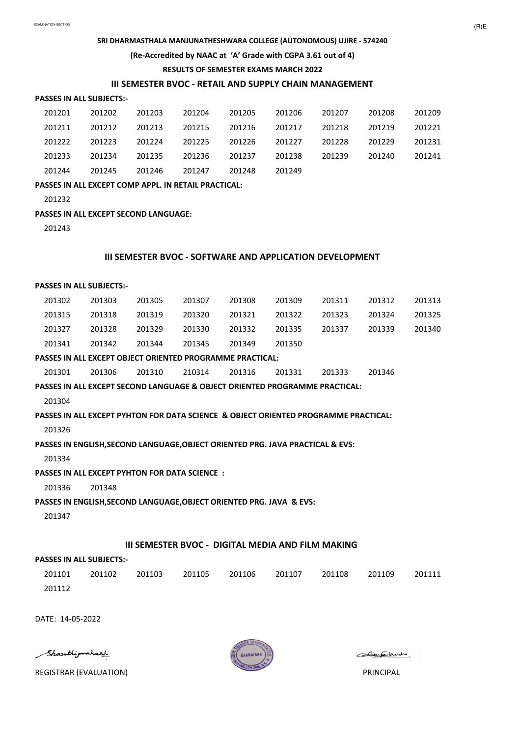**SRI DHARMASTHALA MANJUNATHESHWARA COLLEGE (AUTONOMOUS) UJIRE - 574240**

**(Re-Accredited by NAAC at 'A' Grade with CGPA 3.61 out of 4)**

**RESULTS OF SEMESTER EXAMS MARCH 2022**

## III SEMESTER BVOC - RETAIL AND SUPPLY CHAIN MANAGEMENT

**PASSES IN ALL SUBJECTS:-**

| | | | | | | | | |
|---|---|---|---|---|---|---|---|---|
| 201201 | 201202 | 201203 | 201204 | 201205 | 201206 | 201207 | 201208 | 201209 |
| 201211 | 201212 | 201213 | 201215 | 201216 | 201217 | 201218 | 201219 | 201221 |
| 201222 | 201223 | 201224 | 201225 | 201226 | 201227 | 201228 | 201229 | 201231 |
| 201233 | 201234 | 201235 | 201236 | 201237 | 201238 | 201239 | 201240 | 201241 |
| 201244 | 201245 | 201246 | 201247 | 201248 | 201249 | | | |

**PASSES IN ALL EXCEPT COMP APPL. IN RETAIL PRACTICAL:**

201232

**PASSES IN ALL EXCEPT SECOND LANGUAGE:**

201243

## III SEMESTER BVOC - SOFTWARE AND APPLICATION DEVELOPMENT

**PASSES IN ALL SUBJECTS:-**

| | | | | | | | | |
|---|---|---|---|---|---|---|---|---|
| 201302 | 201303 | 201305 | 201307 | 201308 | 201309 | 201311 | 201312 | 201313 |
| 201315 | 201318 | 201319 | 201320 | 201321 | 201322 | 201323 | 201324 | 201325 |
| 201327 | 201328 | 201329 | 201330 | 201332 | 201335 | 201337 | 201339 | 201340 |
| 201341 | 201342 | 201344 | 201345 | 201349 | 201350 | | | |

**PASSES IN ALL EXCEPT OBJECT ORIENTED PROGRAMME PRACTICAL:**

201301 201306 201310 210314 201316 201331 201333 201346

**PASSES IN ALL EXCEPT SECOND LANGUAGE & OBJECT ORIENTED PROGRAMME PRACTICAL:**

201304

**PASSES IN ALL EXCEPT PYHTON FOR DATA SCIENCE & OBJECT ORIENTED PROGRAMME PRACTICAL:**

201326

**PASSES IN ENGLISH,SECOND LANGUAGE,OBJECT ORIENTED PRG. JAVA PRACTICAL & EVS:**

201334

**PASSES IN ALL EXCEPT PYHTON FOR DATA SCIENCE :**

201336 201348

**PASSES IN ENGLISH,SECOND LANGUAGE,OBJECT ORIENTED PRG. JAVA & EVS:**

201347

## III SEMESTER BVOC - DIGITAL MEDIA AND FILM MAKING

**PASSES IN ALL SUBJECTS:-**

| | | | | | | | | |
|---|---|---|---|---|---|---|---|---|
| 201101 | 201102 | 201103 | 201105 | 201106 | 201107 | 201108 | 201109 | 201111 |
| 201112 | | | | | | | | |

DATE: 14-05-2022

REGISTRAR (EVALUATION) PRINCIPAL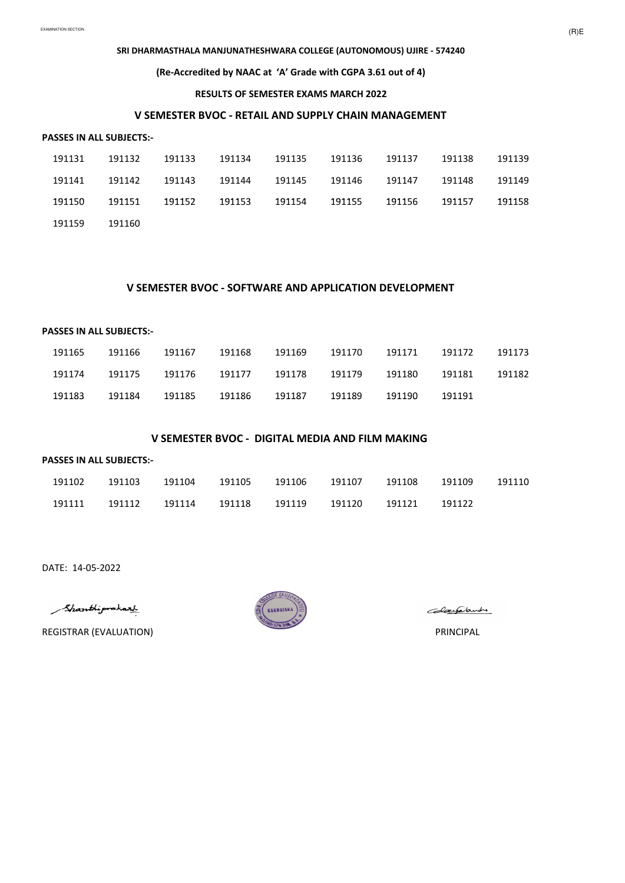SRI DHARMASTHALA MANJUNATHESHWARA COLLEGE (AUTONOMOUS) UJIRE - 574240

(Re-Accredited by NAAC at 'A' Grade with CGPA 3.61 out of 4)

RESULTS OF SEMESTER EXAMS MARCH 2022

## V SEMESTER BVOC - RETAIL AND SUPPLY CHAIN MANAGEMENT

**PASSES IN ALL SUBJECTS:-**

| | | | | | | | | |
|---|---|---|---|---|---|---|---|---|
| 191131 | 191132 | 191133 | 191134 | 191135 | 191136 | 191137 | 191138 | 191139 |
| 191141 | 191142 | 191143 | 191144 | 191145 | 191146 | 191147 | 191148 | 191149 |
| 191150 | 191151 | 191152 | 191153 | 191154 | 191155 | 191156 | 191157 | 191158 |
| 191159 | 191160 | | | | | | | |

## V SEMESTER BVOC - SOFTWARE AND APPLICATION DEVELOPMENT

**PASSES IN ALL SUBJECTS:-**

| | | | | | | | | |
|---|---|---|---|---|---|---|---|---|
| 191165 | 191166 | 191167 | 191168 | 191169 | 191170 | 191171 | 191172 | 191173 |
| 191174 | 191175 | 191176 | 191177 | 191178 | 191179 | 191180 | 191181 | 191182 |
| 191183 | 191184 | 191185 | 191186 | 191187 | 191189 | 191190 | 191191 | |

## V SEMESTER BVOC - DIGITAL MEDIA AND FILM MAKING

**PASSES IN ALL SUBJECTS:-**

| | | | | | | | | |
|---|---|---|---|---|---|---|---|---|
| 191102 | 191103 | 191104 | 191105 | 191106 | 191107 | 191108 | 191109 | 191110 |
| 191111 | 191112 | 191114 | 191118 | 191119 | 191120 | 191121 | 191122 | |

DATE: 14-05-2022

REGISTRAR (EVALUATION) PRINCIPAL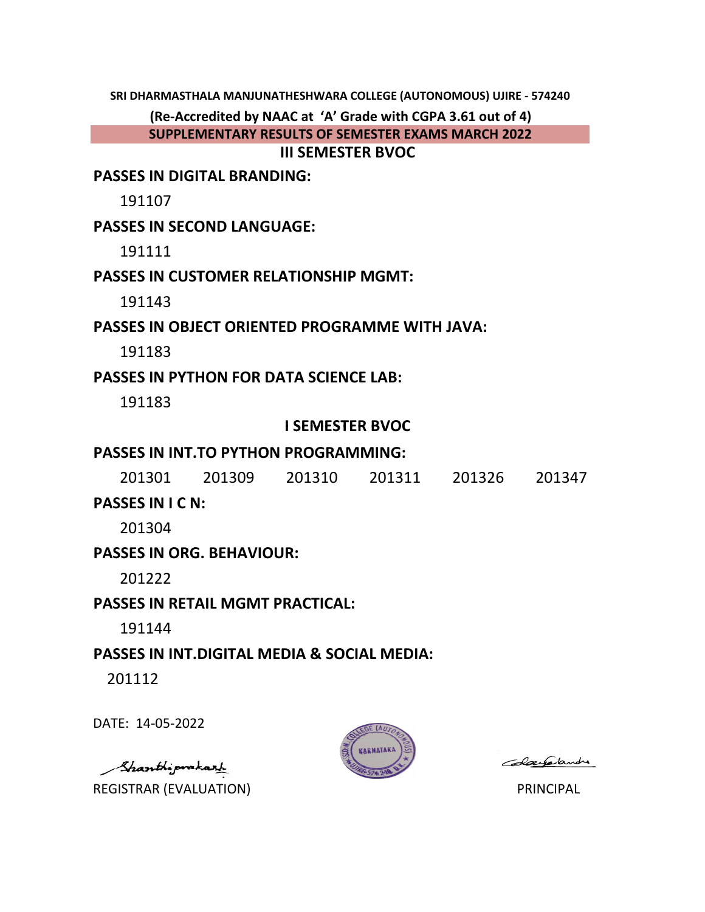SRI DHARMASTHALA MANJUNATHESHWARA COLLEGE (AUTONOMOUS) UJIRE - 574240

(Re-Accredited by NAAC at 'A' Grade with CGPA 3.61 out of 4)

**SUPPLEMENTARY RESULTS OF SEMESTER EXAMS MARCH 2022**

## III SEMESTER BVOC

**PASSES IN DIGITAL BRANDING:**

191107

**PASSES IN SECOND LANGUAGE:**

191111

**PASSES IN CUSTOMER RELATIONSHIP MGMT:**

191143

**PASSES IN OBJECT ORIENTED PROGRAMME WITH JAVA:**

191183

**PASSES IN PYTHON FOR DATA SCIENCE LAB:**

191183

## I SEMESTER BVOC

**PASSES IN INT.TO PYTHON PROGRAMMING:**

201301 201309 201310 201311 201326 201347

**PASSES IN I C N:**

201304

**PASSES IN ORG. BEHAVIOUR:**

201222

**PASSES IN RETAIL MGMT PRACTICAL:**

191144

**PASSES IN INT.DIGITAL MEDIA & SOCIAL MEDIA:**

201112

DATE: 14-05-2022

REGISTRAR (EVALUATION)

PRINCIPAL